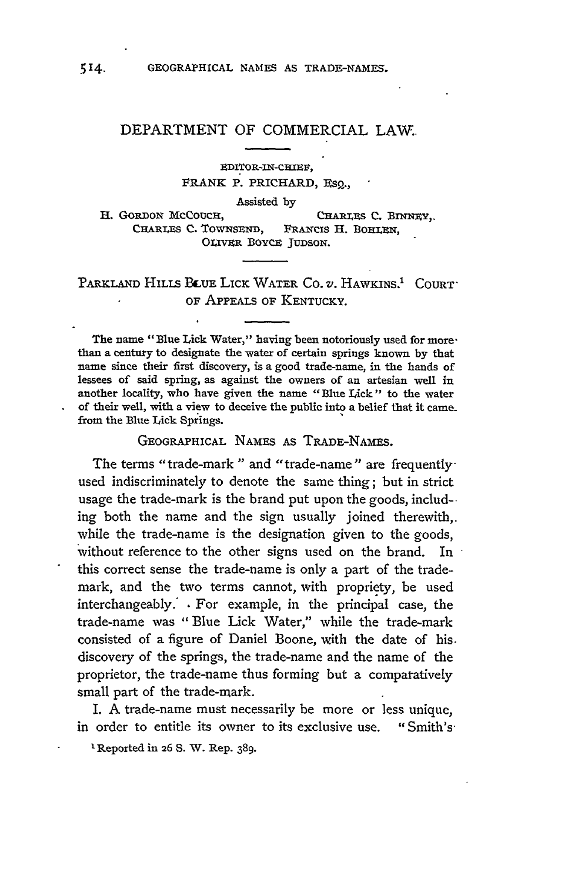# DEPARTMENT OF COMMERCIAL LAW.

EDITOR-IN-CHIEF,
FRANK P. PRICHARD, ESQ.,

Assisted by

H. GORDON MCCOUCH, CHARLES C. BINNEY,
CHARLES C. TOWNSEND, FRANCIS H. BOHLEN,
OLIVER BOYCE JUDSON.

## PARKLAND HILLS BLUE LICK WATER CO. *v.* HAWKINS.[1] COURT OF APPEALS OF KENTUCKY.

The name "Blue Lick Water," having been notoriously used for more than a century to designate the water of certain springs known by that name since their first discovery, is a good trade-name, in the hands of lessees of said spring, as against the owners of an artesian well in another locality, who have given the name "Blue Lick" to the water of their well, with a view to deceive the public into a belief that it came from the Blue Lick Springs.

### GEOGRAPHICAL NAMES AS TRADE-NAMES.

The terms "trade-mark" and "trade-name" are frequently used indiscriminately to denote the same thing; but in strict usage the trade-mark is the brand put upon the goods, including both the name and the sign usually joined therewith, while the trade-name is the designation given to the goods, without reference to the other signs used on the brand. In this correct sense the trade-name is only a part of the trade-mark, and the two terms cannot, with propriety, be used interchangeably. For example, in the principal case, the trade-name was "Blue Lick Water," while the trade-mark consisted of a figure of Daniel Boone, with the date of his discovery of the springs, the trade-name and the name of the proprietor, the trade-name thus forming but a comparatively small part of the trade-mark.

I. A trade-name must necessarily be more or less unique, in order to entitle its owner to its exclusive use. "Smith's

[1] Reported in 26 S. W. Rep. 389.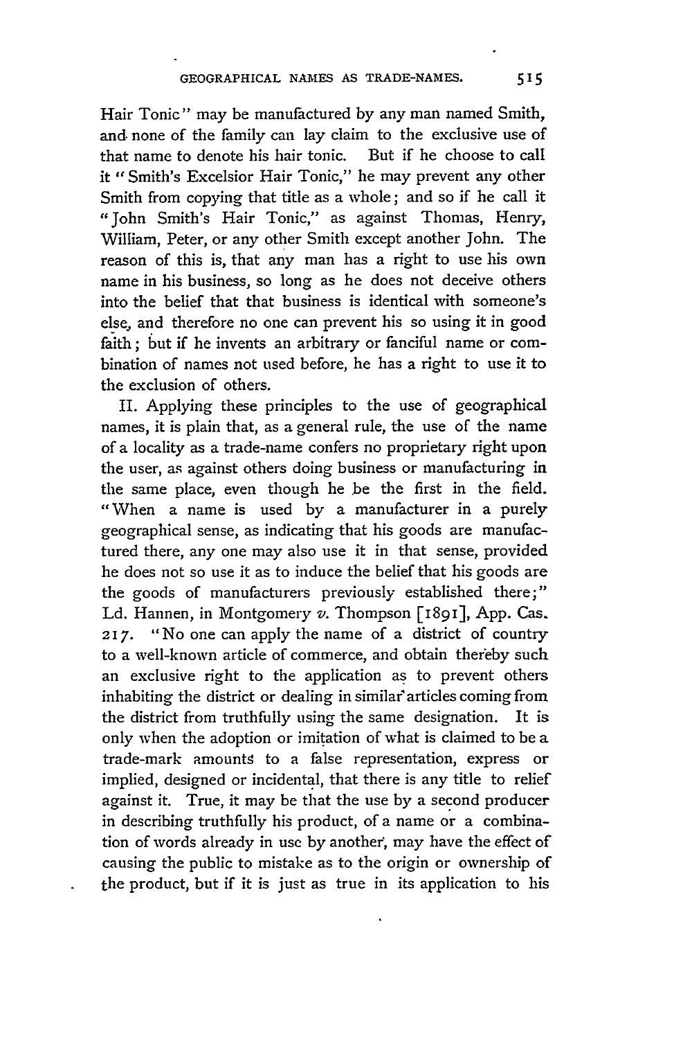Hair Tonic" may be manufactured by any man named Smith, and none of the family can lay claim to the exclusive use of that name to denote his hair tonic. But if he choose to call it "Smith's Excelsior Hair Tonic," he may prevent any other Smith from copying that title as a whole; and so if he call it "John Smith's Hair Tonic," as against Thomas, Henry, William, Peter, or any other Smith except another John. The reason of this is, that any man has a right to use his own name in his business, so long as he does not deceive others into the belief that that business is identical with someone's else, and therefore no one can prevent his so using it in good faith; but if he invents an arbitrary or fanciful name or combination of names not used before, he has a right to use it to the exclusion of others.

II. Applying these principles to the use of geographical names, it is plain that, as a general rule, the use of the name of a locality as a trade-name confers no proprietary right upon the user, as against others doing business or manufacturing in the same place, even though he be the first in the field. "When a name is used by a manufacturer in a purely geographical sense, as indicating that his goods are manufactured there, any one may also use it in that sense, provided he does not so use it as to induce the belief that his goods are the goods of manufacturers previously established there;" Ld. Hannen, in Montgomery *v.* Thompson [1891], App. Cas. 217. "No one can apply the name of a district of country to a well-known article of commerce, and obtain thereby such an exclusive right to the application as to prevent others inhabiting the district or dealing in similar articles coming from the district from truthfully using the same designation. It is only when the adoption or imitation of what is claimed to be a trade-mark amounts to a false representation, express or implied, designed or incidental, that there is any title to relief against it. True, it may be that the use by a second producer in describing truthfully his product, of a name or a combination of words already in use by another, may have the effect of causing the public to mistake as to the origin or ownership of the product, but if it is just as true in its application to his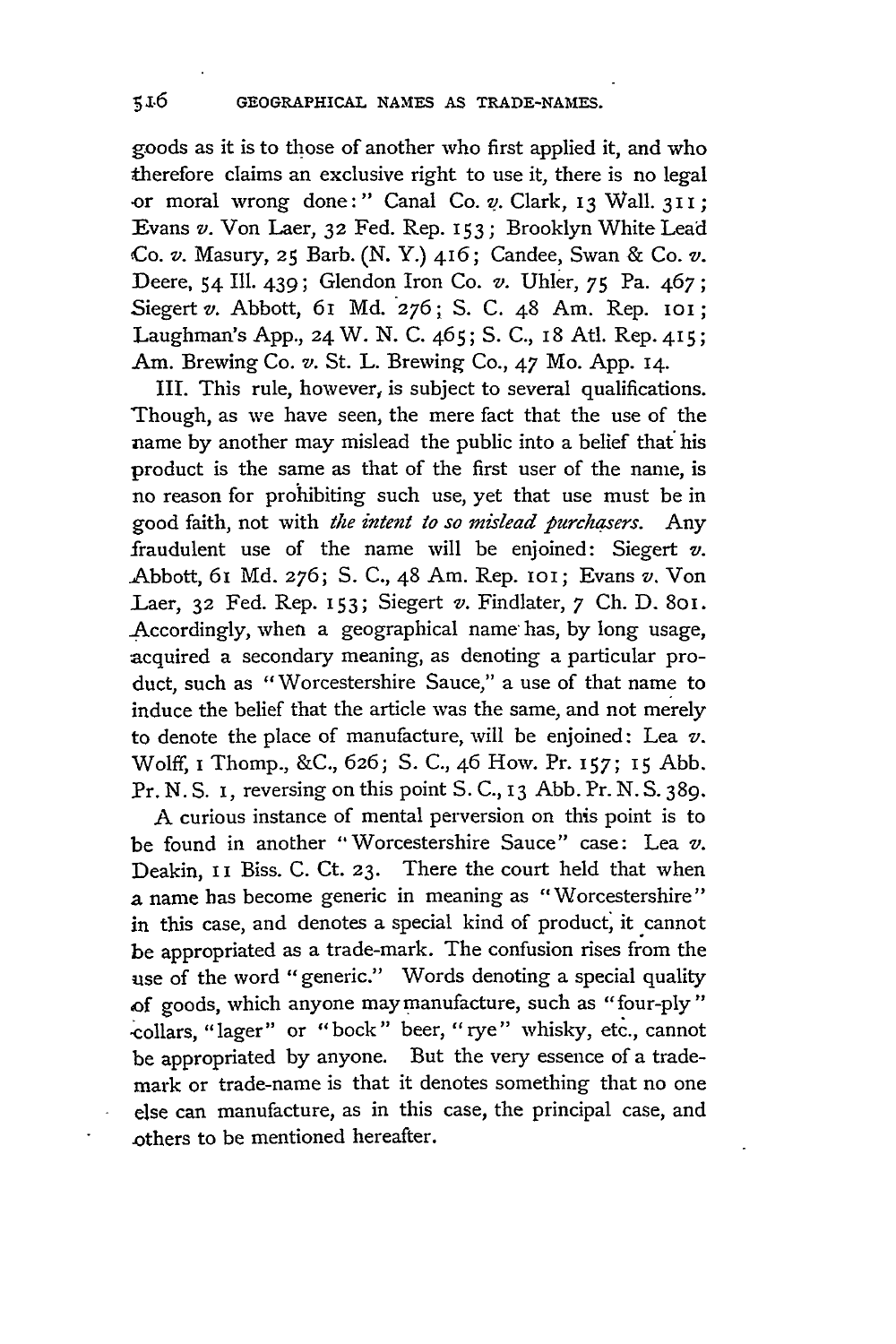goods as it is to those of another who first applied it, and who therefore claims an exclusive right to use it, there is no legal or moral wrong done:" Canal Co. *v.* Clark, 13 Wall. 311; Evans *v.* Von Laer, 32 Fed. Rep. 153; Brooklyn White Lead Co. *v.* Masury, 25 Barb. (N. Y.) 416; Candee, Swan & Co. *v.* Deere, 54 Ill. 439; Glendon Iron Co. *v.* Uhler, 75 Pa. 467; Siegert *v.* Abbott, 61 Md. 276; S. C. 48 Am. Rep. 101; Laughman's App., 24 W. N. C. 465; S. C., 18 Atl. Rep. 415; Am. Brewing Co. *v.* St. L. Brewing Co., 47 Mo. App. 14.

III. This rule, however, is subject to several qualifications. Though, as we have seen, the mere fact that the use of the name by another may mislead the public into a belief that his product is the same as that of the first user of the name, is no reason for prohibiting such use, yet that use must be in good faith, not with *the intent to so mislead purchasers.* Any fraudulent use of the name will be enjoined: Siegert *v.* Abbott, 61 Md. 276; S. C., 48 Am. Rep. 101; Evans *v.* Von Laer, 32 Fed. Rep. 153; Siegert *v.* Findlater, 7 Ch. D. 801. Accordingly, when a geographical name has, by long usage, acquired a secondary meaning, as denoting a particular product, such as "Worcestershire Sauce," a use of that name to induce the belief that the article was the same, and not merely to denote the place of manufacture, will be enjoined: Lea *v.* Wolff, 1 Thomp., &C., 626; S. C., 46 How. Pr. 157; 15 Abb. Pr. N. S. 1, reversing on this point S. C., 13 Abb. Pr. N. S. 389.

A curious instance of mental perversion on this point is to be found in another "Worcestershire Sauce" case: Lea *v.* Deakin, 11 Biss. C. Ct. 23. There the court held that when a name has become generic in meaning as "Worcestershire" in this case, and denotes a special kind of product, it cannot be appropriated as a trade-mark. The confusion rises from the use of the word "generic." Words denoting a special quality of goods, which anyone may manufacture, such as "four-ply" collars, "lager" or "bock" beer, "rye" whisky, etc., cannot be appropriated by anyone. But the very essence of a trade-mark or trade-name is that it denotes something that no one else can manufacture, as in this case, the principal case, and others to be mentioned hereafter.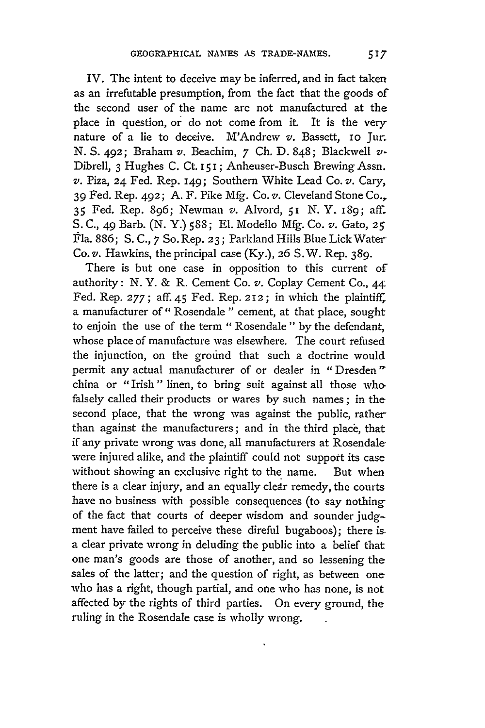IV. The intent to deceive may be inferred, and in fact taken as an irrefutable presumption, from the fact that the goods of the second user of the name are not manufactured at the place in question, or do not come from it. It is the very nature of a lie to deceive. M'Andrew *v.* Bassett, 10 Jur. N. S. 492; Braham *v.* Beachim, 7 Ch. D. 848; Blackwell *v.* Dibrell, 3 Hughes C. Ct. 151; Anheuser-Busch Brewing Assn. *v.* Piza, 24 Fed. Rep. 149; Southern White Lead Co. *v.* Cary, 39 Fed. Rep. 492; A. F. Pike Mfg. Co. *v.* Cleveland Stone Co., 35 Fed. Rep. 896; Newman *v.* Alvord, 51 N. Y. 189; aff. S. C., 49 Barb. (N. Y.) 588; El. Modello Mfg. Co. *v.* Gato, 25 Fla. 886; S. C., 7 So. Rep. 23; Parkland Hills Blue Lick Water Co. *v.* Hawkins, the principal case (Ky.), 26 S. W. Rep. 389.

There is but one case in opposition to this current of authority: N. Y. & R. Cement Co. *v.* Coplay Cement Co., 44 Fed. Rep. 277; aff. 45 Fed. Rep. 212; in which the plaintiff, a manufacturer of "Rosendale" cement, at that place, sought to enjoin the use of the term "Rosendale" by the defendant, whose place of manufacture was elsewhere. The court refused the injunction, on the ground that such a doctrine would permit any actual manufacturer of or dealer in "Dresden" china or "Irish" linen, to bring suit against all those who falsely called their products or wares by such names; in the second place, that the wrong was against the public, rather than against the manufacturers; and in the third place, that if any private wrong was done, all manufacturers at Rosendale were injured alike, and the plaintiff could not support its case without showing an exclusive right to the name. But when there is a clear injury, and an equally clear remedy, the courts have no business with possible consequences (to say nothing of the fact that courts of deeper wisdom and sounder judgment have failed to perceive these direful bugaboos); there is a clear private wrong in deluding the public into a belief that one man's goods are those of another, and so lessening the sales of the latter; and the question of right, as between one who has a right, though partial, and one who has none, is not affected by the rights of third parties. On every ground, the ruling in the Rosendale case is wholly wrong.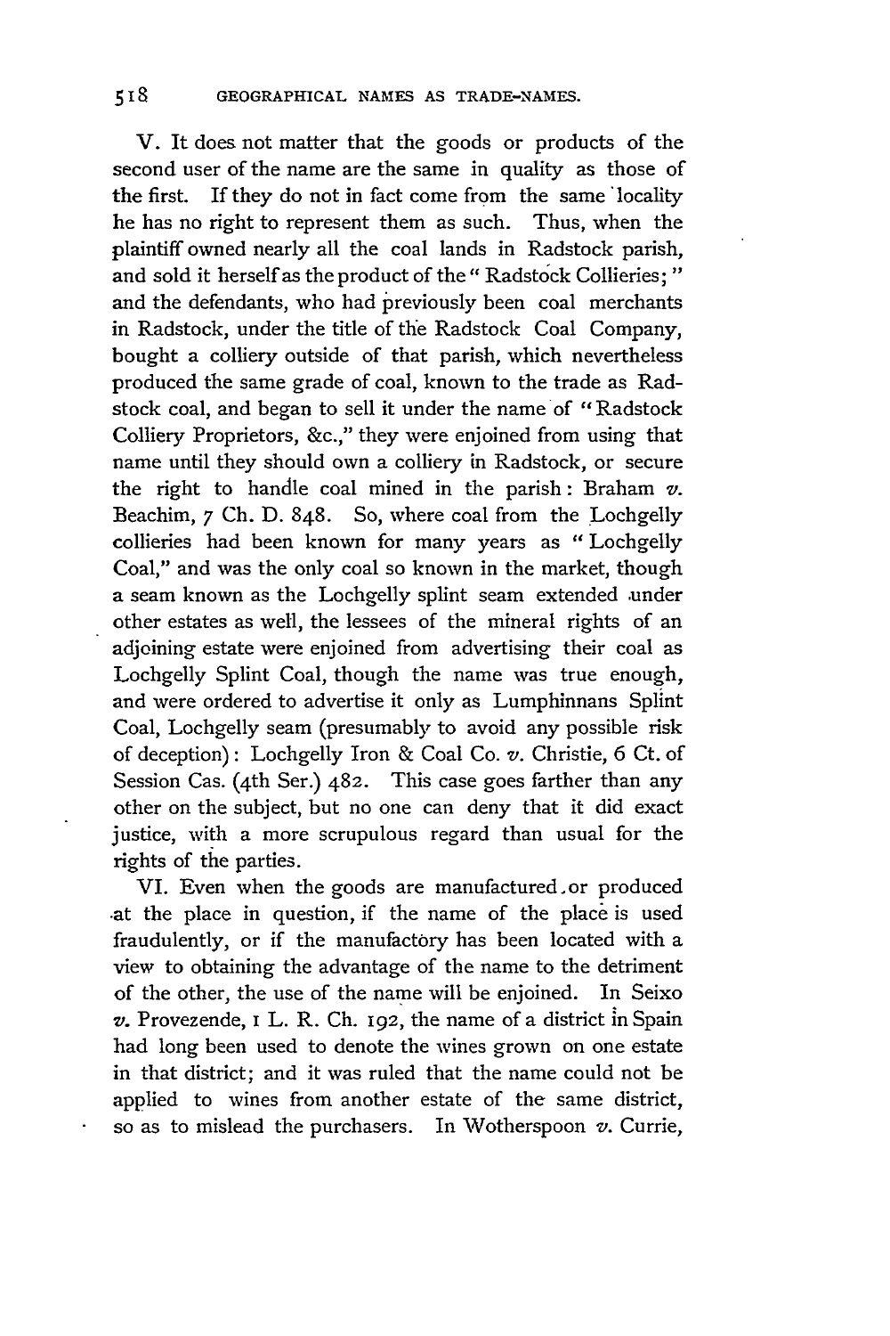V. It does not matter that the goods or products of the second user of the name are the same in quality as those of the first. If they do not in fact come from the same locality he has no right to represent them as such. Thus, when the plaintiff owned nearly all the coal lands in Radstock parish, and sold it herself as the product of the "Radstock Collieries;" and the defendants, who had previously been coal merchants in Radstock, under the title of the Radstock Coal Company, bought a colliery outside of that parish, which nevertheless produced the same grade of coal, known to the trade as Radstock coal, and began to sell it under the name of "Radstock Colliery Proprietors, &c.," they were enjoined from using that name until they should own a colliery in Radstock, or secure the right to handle coal mined in the parish: Braham *v.* Beachim, 7 Ch. D. 848. So, where coal from the Lochgelly collieries had been known for many years as "Lochgelly Coal," and was the only coal so known in the market, though a seam known as the Lochgelly splint seam extended under other estates as well, the lessees of the mineral rights of an adjoining estate were enjoined from advertising their coal as Lochgelly Splint Coal, though the name was true enough, and were ordered to advertise it only as Lumphinnans Splint Coal, Lochgelly seam (presumably to avoid any possible risk of deception): Lochgelly Iron & Coal Co. *v.* Christie, 6 Ct. of Session Cas. (4th Ser.) 482. This case goes farther than any other on the subject, but no one can deny that it did exact justice, with a more scrupulous regard than usual for the rights of the parties.

VI. Even when the goods are manufactured or produced at the place in question, if the name of the place is used fraudulently, or if the manufactory has been located with a view to obtaining the advantage of the name to the detriment of the other, the use of the name will be enjoined. In Seixo *v.* Provezende, 1 L. R. Ch. 192, the name of a district in Spain had long been used to denote the wines grown on one estate in that district; and it was ruled that the name could not be applied to wines from another estate of the same district, so as to mislead the purchasers. In Wotherspoon *v.* Currie,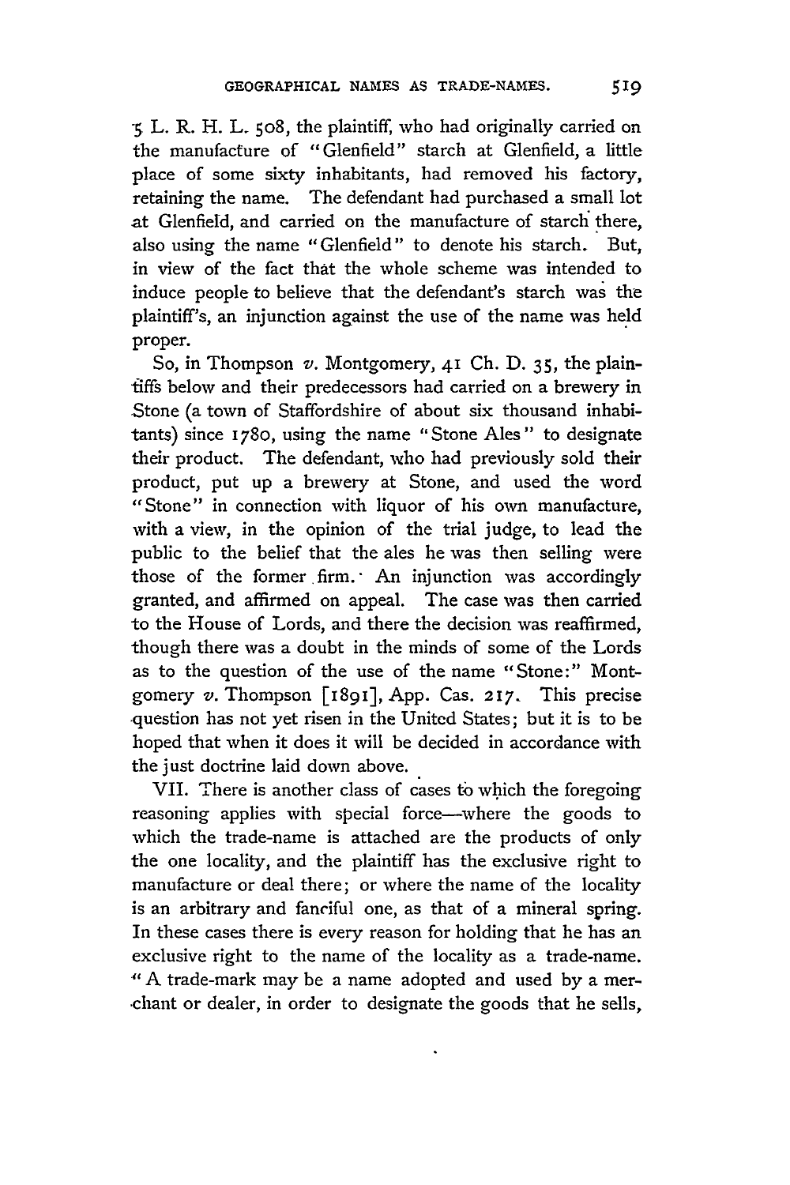5 L. R. H. L. 508, the plaintiff, who had originally carried on the manufacture of "Glenfield" starch at Glenfield, a little place of some sixty inhabitants, had removed his factory, retaining the name. The defendant had purchased a small lot at Glenfield, and carried on the manufacture of starch there, also using the name "Glenfield" to denote his starch. But, in view of the fact that the whole scheme was intended to induce people to believe that the defendant's starch was the plaintiff's, an injunction against the use of the name was held proper.

So, in Thompson *v.* Montgomery, 41 Ch. D. 35, the plaintiffs below and their predecessors had carried on a brewery in Stone (a town of Staffordshire of about six thousand inhabitants) since 1780, using the name "Stone Ales" to designate their product. The defendant, who had previously sold their product, put up a brewery at Stone, and used the word "Stone" in connection with liquor of his own manufacture, with a view, in the opinion of the trial judge, to lead the public to the belief that the ales he was then selling were those of the former firm. An injunction was accordingly granted, and affirmed on appeal. The case was then carried to the House of Lords, and there the decision was reaffirmed, though there was a doubt in the minds of some of the Lords as to the question of the use of the name "Stone:" Montgomery *v.* Thompson [1891], App. Cas. 217. This precise question has not yet risen in the United States; but it is to be hoped that when it does it will be decided in accordance with the just doctrine laid down above.

VII. There is another class of cases to which the foregoing reasoning applies with special force—where the goods to which the trade-name is attached are the products of only the one locality, and the plaintiff has the exclusive right to manufacture or deal there; or where the name of the locality is an arbitrary and fanciful one, as that of a mineral spring. In these cases there is every reason for holding that he has an exclusive right to the name of the locality as a trade-name. "A trade-mark may be a name adopted and used by a merchant or dealer, in order to designate the goods that he sells,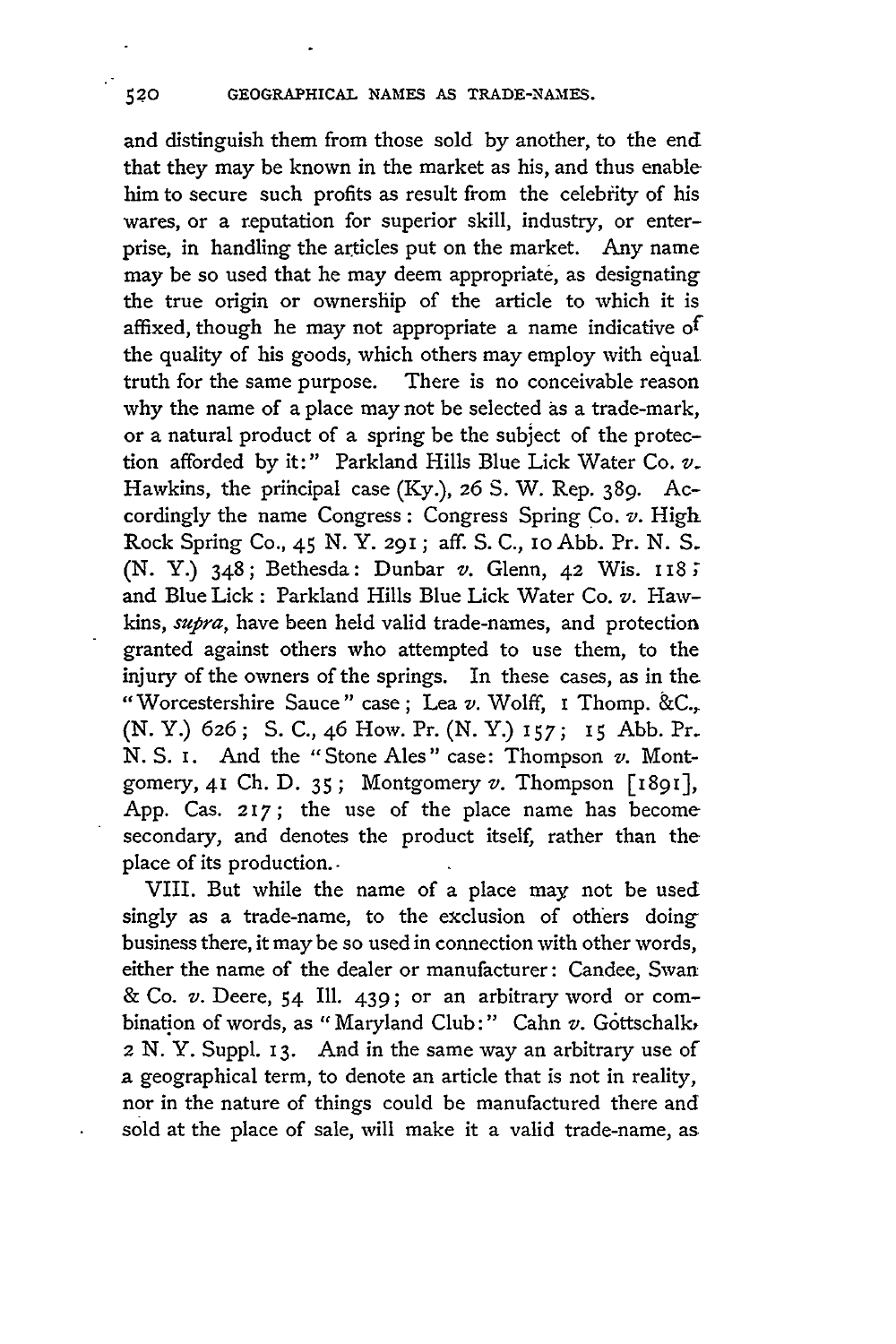and distinguish them from those sold by another, to the end that they may be known in the market as his, and thus enable him to secure such profits as result from the celebrity of his wares, or a reputation for superior skill, industry, or enterprise, in handling the articles put on the market. Any name may be so used that he may deem appropriate, as designating the true origin or ownership of the article to which it is affixed, though he may not appropriate a name indicative of the quality of his goods, which others may employ with equal truth for the same purpose. There is no conceivable reason why the name of a place may not be selected as a trade-mark, or a natural product of a spring be the subject of the protection afforded by it:" Parkland Hills Blue Lick Water Co. *v.* Hawkins, the principal case (Ky.), 26 S. W. Rep. 389. Accordingly the name Congress: Congress Spring Co. *v.* High Rock Spring Co., 45 N. Y. 291; aff. S. C., 10 Abb. Pr. N. S. (N. Y.) 348; Bethesda: Dunbar *v.* Glenn, 42 Wis. 118; and Blue Lick: Parkland Hills Blue Lick Water Co. *v.* Hawkins, *supra*, have been held valid trade-names, and protection granted against others who attempted to use them, to the injury of the owners of the springs. In these cases, as in the "Worcestershire Sauce" case; Lea *v.* Wolff, 1 Thomp. &C., (N. Y.) 626; S. C., 46 How. Pr. (N. Y.) 157; 15 Abb. Pr. N. S. 1. And the "Stone Ales" case: Thompson *v.* Montgomery, 41 Ch. D. 35; Montgomery *v.* Thompson [1891], App. Cas. 217; the use of the place name has become secondary, and denotes the product itself, rather than the place of its production.

VIII. But while the name of a place may not be used singly as a trade-name, to the exclusion of others doing business there, it may be so used in connection with other words, either the name of the dealer or manufacturer: Candee, Swan & Co. *v.* Deere, 54 Ill. 439; or an arbitrary word or combination of words, as "Maryland Club:" Cahn *v.* Gottschalk, 2 N. Y. Suppl. 13. And in the same way an arbitrary use of a geographical term, to denote an article that is not in reality, nor in the nature of things could be manufactured there and sold at the place of sale, will make it a valid trade-name, as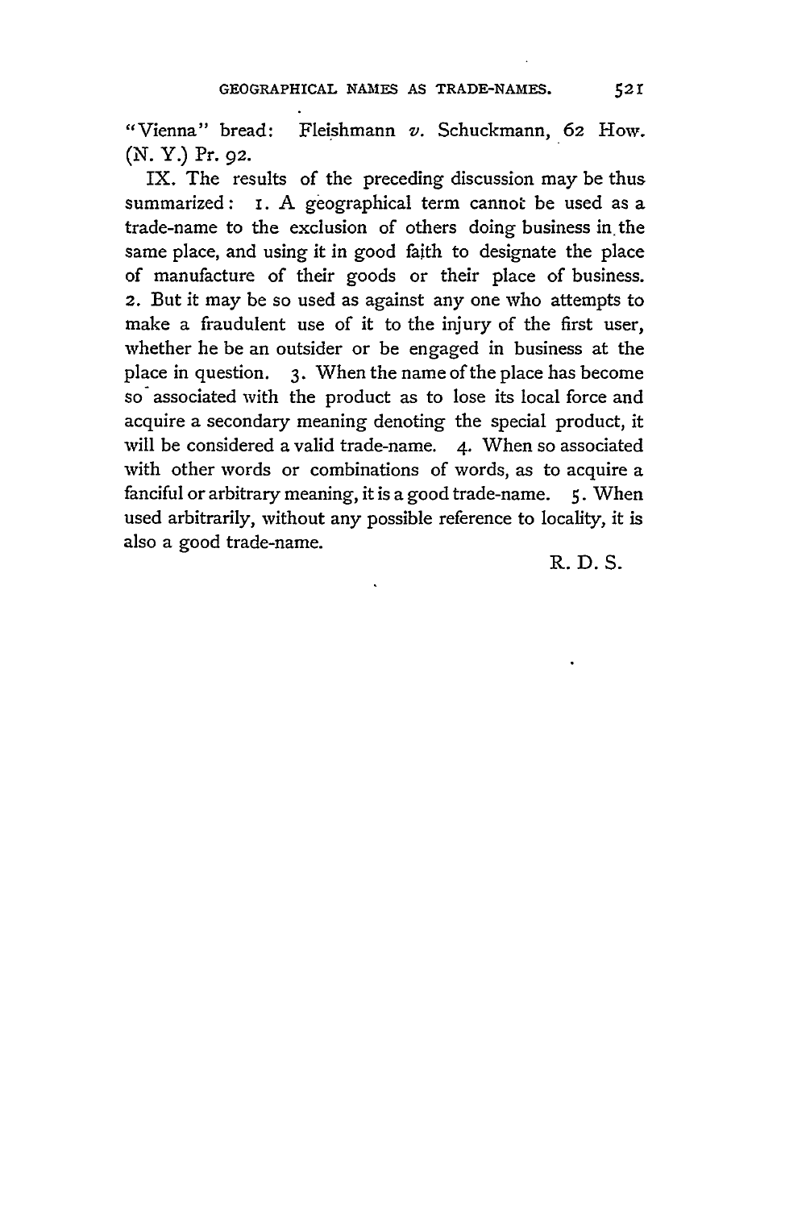"Vienna" bread: Fleishmann *v.* Schuckmann, 62 How. (N. Y.) Pr. 92.

IX. The results of the preceding discussion may be thus summarized: 1. A geographical term cannot be used as a trade-name to the exclusion of others doing business in the same place, and using it in good faith to designate the place of manufacture of their goods or their place of business. 2. But it may be so used as against any one who attempts to make a fraudulent use of it to the injury of the first user, whether he be an outsider or be engaged in business at the place in question. 3. When the name of the place has become so associated with the product as to lose its local force and acquire a secondary meaning denoting the special product, it will be considered a valid trade-name. 4. When so associated with other words or combinations of words, as to acquire a fanciful or arbitrary meaning, it is a good trade-name. 5. When used arbitrarily, without any possible reference to locality, it is also a good trade-name.

R. D. S.